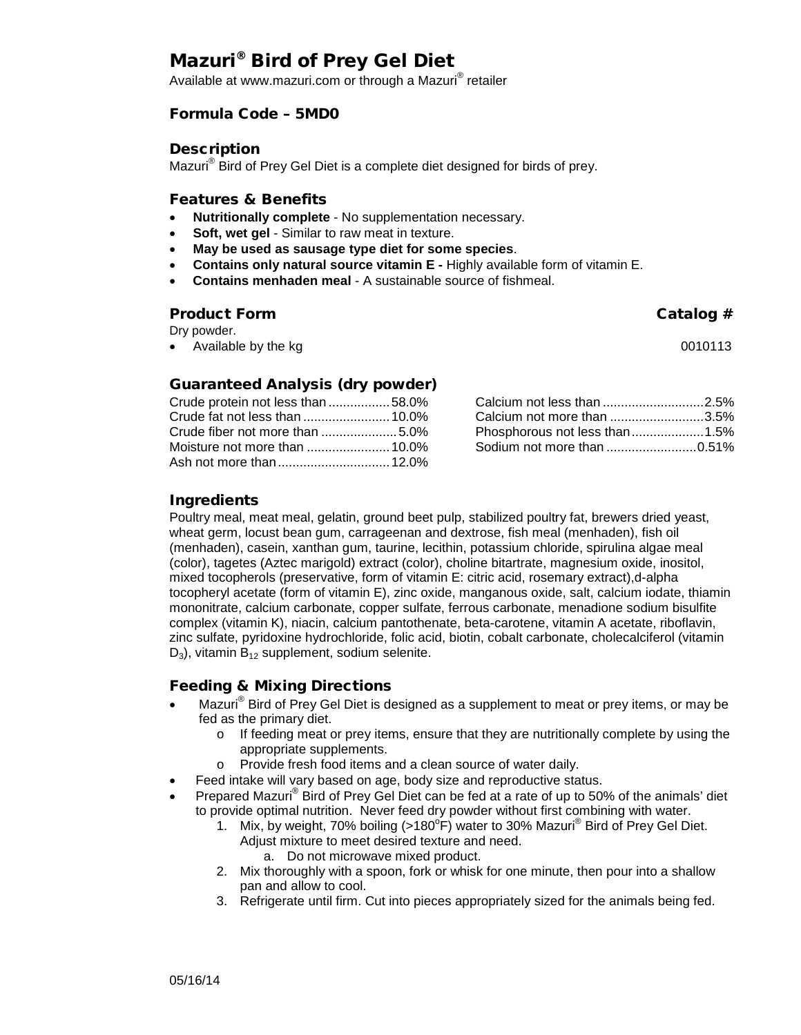# Mazuri® Bird of Prey Gel Diet

Available at www.mazuri.com or through a Mazuri® retailer

### Formula Code – 5MD0

### Description

Mazuri® Bird of Prey Gel Diet is a complete diet designed for birds of prey.

### Features & Benefits

- **Nutritionally complete** - No supplementation necessary.
- **Soft, wet gel** - Similar to raw meat in texture.
- **May be used as sausage type diet for some species**.
- **Contains only natural source vitamin E -** Highly available form of vitamin E.
- **Contains menhaden meal** - A sustainable source of fishmeal.

### Product Form

Dry powder.

| Product Form | Catalog # |
| --- | --- |
| Available by the kg | 0010113 |

### Guaranteed Analysis (dry powder)

| Nutrient | Value |
| --- | --- |
| Crude protein not less than | 58.0% |
| Crude fat not less than | 10.0% |
| Crude fiber not more than | 5.0% |
| Moisture not more than | 10.0% |
| Ash not more than | 12.0% |
| Calcium not less than | 2.5% |
| Calcium not more than | 3.5% |
| Phosphorous not less than | 1.5% |
| Sodium not more than | 0.51% |

### Ingredients

Poultry meal, meat meal, gelatin, ground beet pulp, stabilized poultry fat, brewers dried yeast, wheat germ, locust bean gum, carrageenan and dextrose, fish meal (menhaden), fish oil (menhaden), casein, xanthan gum, taurine, lecithin, potassium chloride, spirulina algae meal (color), tagetes (Aztec marigold) extract (color), choline bitartrate, magnesium oxide, inositol, mixed tocopherols (preservative, form of vitamin E: citric acid, rosemary extract),d-alpha tocopheryl acetate (form of vitamin E), zinc oxide, manganous oxide, salt, calcium iodate, thiamin mononitrate, calcium carbonate, copper sulfate, ferrous carbonate, menadione sodium bisulfite complex (vitamin K), niacin, calcium pantothenate, beta-carotene, vitamin A acetate, riboflavin, zinc sulfate, pyridoxine hydrochloride, folic acid, biotin, cobalt carbonate, cholecalciferol (vitamin $D_3$), vitamin $B_{12}$ supplement, sodium selenite.

### Feeding & Mixing Directions

- Mazuri® Bird of Prey Gel Diet is designed as a supplement to meat or prey items, or may be fed as the primary diet.
  - If feeding meat or prey items, ensure that they are nutritionally complete by using the appropriate supplements.
  - Provide fresh food items and a clean source of water daily.
- Feed intake will vary based on age, body size and reproductive status.
- Prepared Mazuri® Bird of Prey Gel Diet can be fed at a rate of up to 50% of the animals' diet to provide optimal nutrition. Never feed dry powder without first combining with water.
  1. Mix, by weight, 70% boiling (>180°F) water to 30% Mazuri® Bird of Prey Gel Diet. Adjust mixture to meet desired texture and need.
     a. Do not microwave mixed product.
  2. Mix thoroughly with a spoon, fork or whisk for one minute, then pour into a shallow pan and allow to cool.
  3. Refrigerate until firm. Cut into pieces appropriately sized for the animals being fed.

05/16/14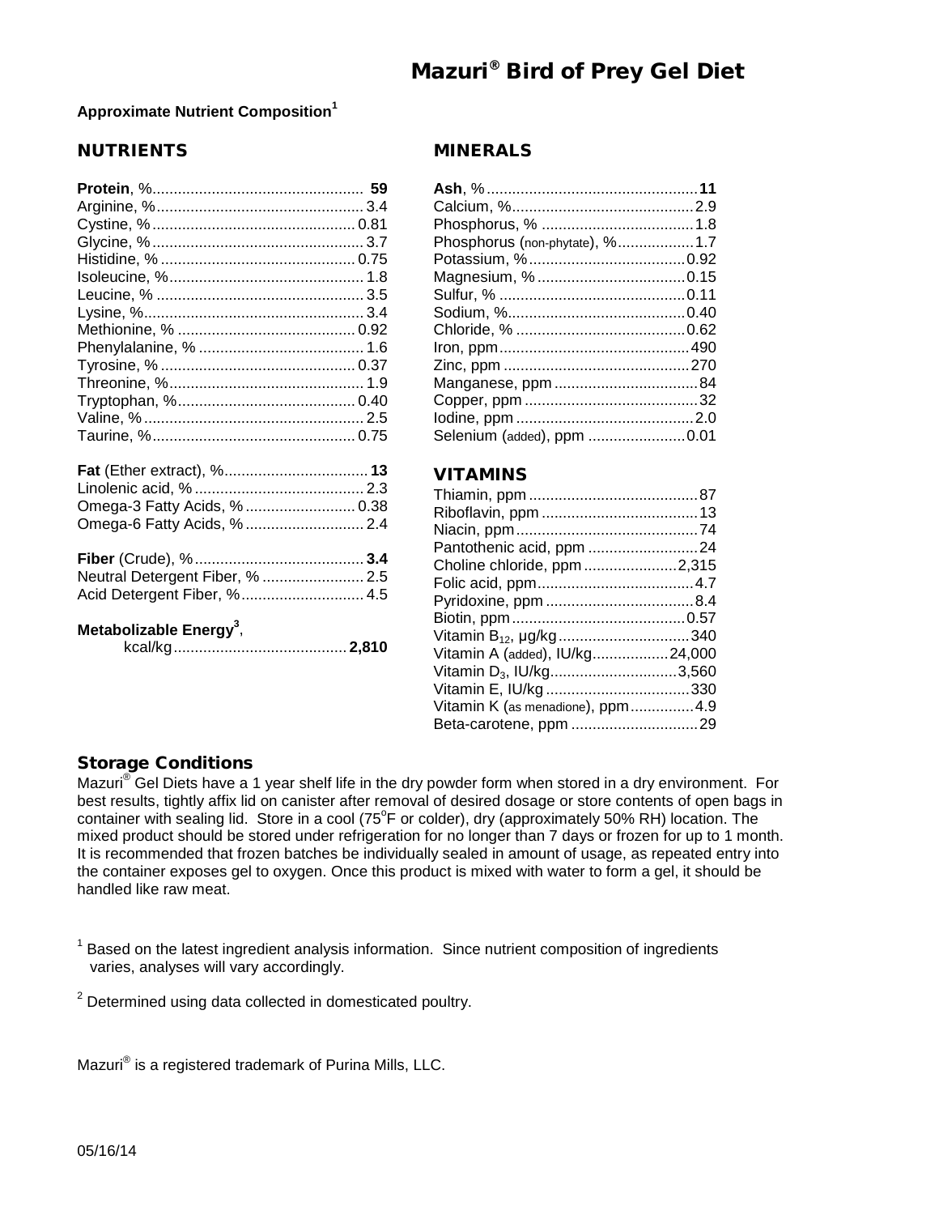# Mazuri® Bird of Prey Gel Diet

**Approximate Nutrient Composition**[1]

## NUTRIENTS

| | |
|---|---|
| **Protein**, % | **59** |
| Arginine, % | 3.4 |
| Cystine, % | 0.81 |
| Glycine, % | 3.7 |
| Histidine, % | 0.75 |
| Isoleucine, % | 1.8 |
| Leucine, % | 3.5 |
| Lysine, % | 3.4 |
| Methionine, % | 0.92 |
| Phenylalanine, % | 1.6 |
| Tyrosine, % | 0.37 |
| Threonine, % | 1.9 |
| Tryptophan, % | 0.40 |
| Valine, % | 2.5 |
| Taurine, % | 0.75 |
| **Fat** (Ether extract), % | **13** |
| Linolenic acid, % | 2.3 |
| Omega-3 Fatty Acids, % | 0.38 |
| Omega-6 Fatty Acids, % | 2.4 |
| **Fiber** (Crude), % | **3.4** |
| Neutral Detergent Fiber, % | 2.5 |
| Acid Detergent Fiber, % | 4.5 |
| **Metabolizable Energy**[3], kcal/kg | **2,810** |

## MINERALS

| | |
|---|---|
| **Ash**, % | **11** |
| Calcium, % | 2.9 |
| Phosphorus, % | 1.8 |
| Phosphorus (non-phytate), % | 1.7 |
| Potassium, % | 0.92 |
| Magnesium, % | 0.15 |
| Sulfur, % | 0.11 |
| Sodium, % | 0.40 |
| Chloride, % | 0.62 |
| Iron, ppm | 490 |
| Zinc, ppm | 270 |
| Manganese, ppm | 84 |
| Copper, ppm | 32 |
| Iodine, ppm | 2.0 |
| Selenium (added), ppm | 0.01 |

## VITAMINS

| | |
|---|---|
| Thiamin, ppm | 87 |
| Riboflavin, ppm | 13 |
| Niacin, ppm | 74 |
| Pantothenic acid, ppm | 24 |
| Choline chloride, ppm | 2,315 |
| Folic acid, ppm | 4.7 |
| Pyridoxine, ppm | 8.4 |
| Biotin, ppm | 0.57 |
| Vitamin $B_{12}$, µg/kg | 340 |
| Vitamin A (added), IU/kg | 24,000 |
| Vitamin $D_3$, IU/kg | 3,560 |
| Vitamin E, IU/kg | 330 |
| Vitamin K (as menadione), ppm | 4.9 |
| Beta-carotene, ppm | 29 |

## Storage Conditions

Mazuri® Gel Diets have a 1 year shelf life in the dry powder form when stored in a dry environment. For best results, tightly affix lid on canister after removal of desired dosage or store contents of open bags in container with sealing lid. Store in a cool (75°F or colder), dry (approximately 50% RH) location. The mixed product should be stored under refrigeration for no longer than 7 days or frozen for up to 1 month. It is recommended that frozen batches be individually sealed in amount of usage, as repeated entry into the container exposes gel to oxygen. Once this product is mixed with water to form a gel, it should be handled like raw meat.

[1] Based on the latest ingredient analysis information. Since nutrient composition of ingredients varies, analyses will vary accordingly.

[2] Determined using data collected in domesticated poultry.

Mazuri® is a registered trademark of Purina Mills, LLC.

05/16/14